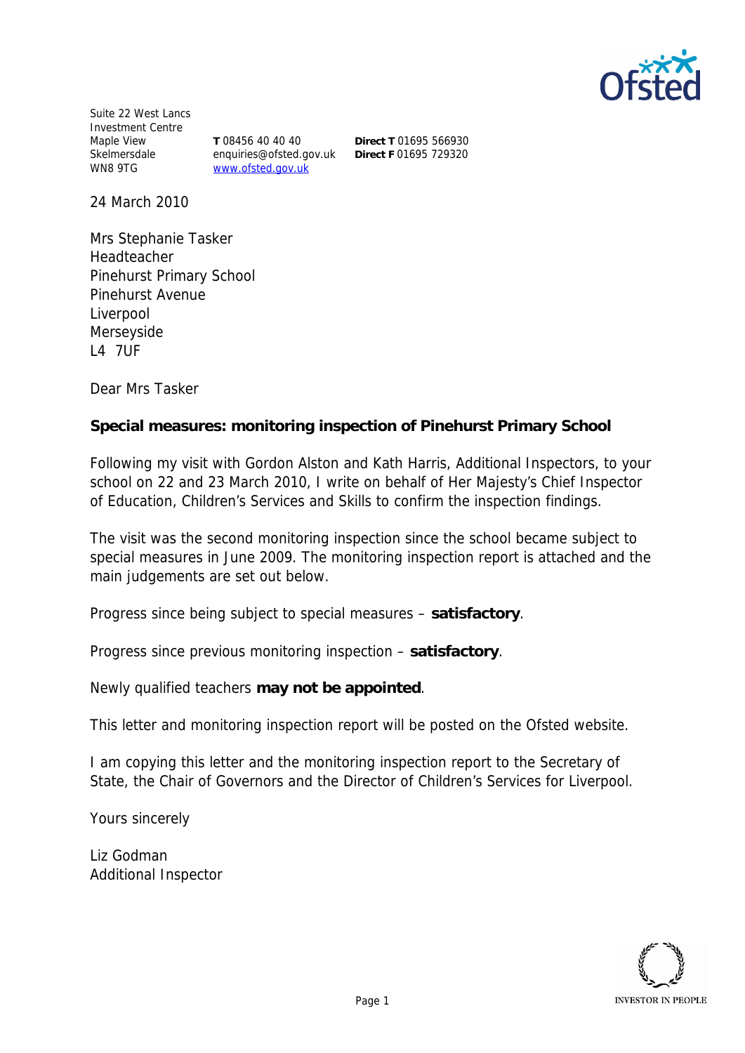Suite 22 West Lancs Investment Centre
Maple View
Skelmersdale
WN8 9TG

**T** 08456 40 40 40
enquiries@ofsted.gov.uk
www.ofsted.gov.uk

**Direct T** 01695 566930
**Direct F** 01695 729320

24 March 2010

Mrs Stephanie Tasker
Headteacher
Pinehurst Primary School
Pinehurst Avenue
Liverpool
Merseyside
L4 7UF

Dear Mrs Tasker

**Special measures: monitoring inspection of Pinehurst Primary School**

Following my visit with Gordon Alston and Kath Harris, Additional Inspectors, to your school on 22 and 23 March 2010, I write on behalf of Her Majesty's Chief Inspector of Education, Children's Services and Skills to confirm the inspection findings.

The visit was the second monitoring inspection since the school became subject to special measures in June 2009. The monitoring inspection report is attached and the main judgements are set out below.

Progress since being subject to special measures – **satisfactory**.

Progress since previous monitoring inspection – **satisfactory**.

Newly qualified teachers **may not be appointed**.

This letter and monitoring inspection report will be posted on the Ofsted website.

I am copying this letter and the monitoring inspection report to the Secretary of State, the Chair of Governors and the Director of Children's Services for Liverpool.

Yours sincerely

Liz Godman
Additional Inspector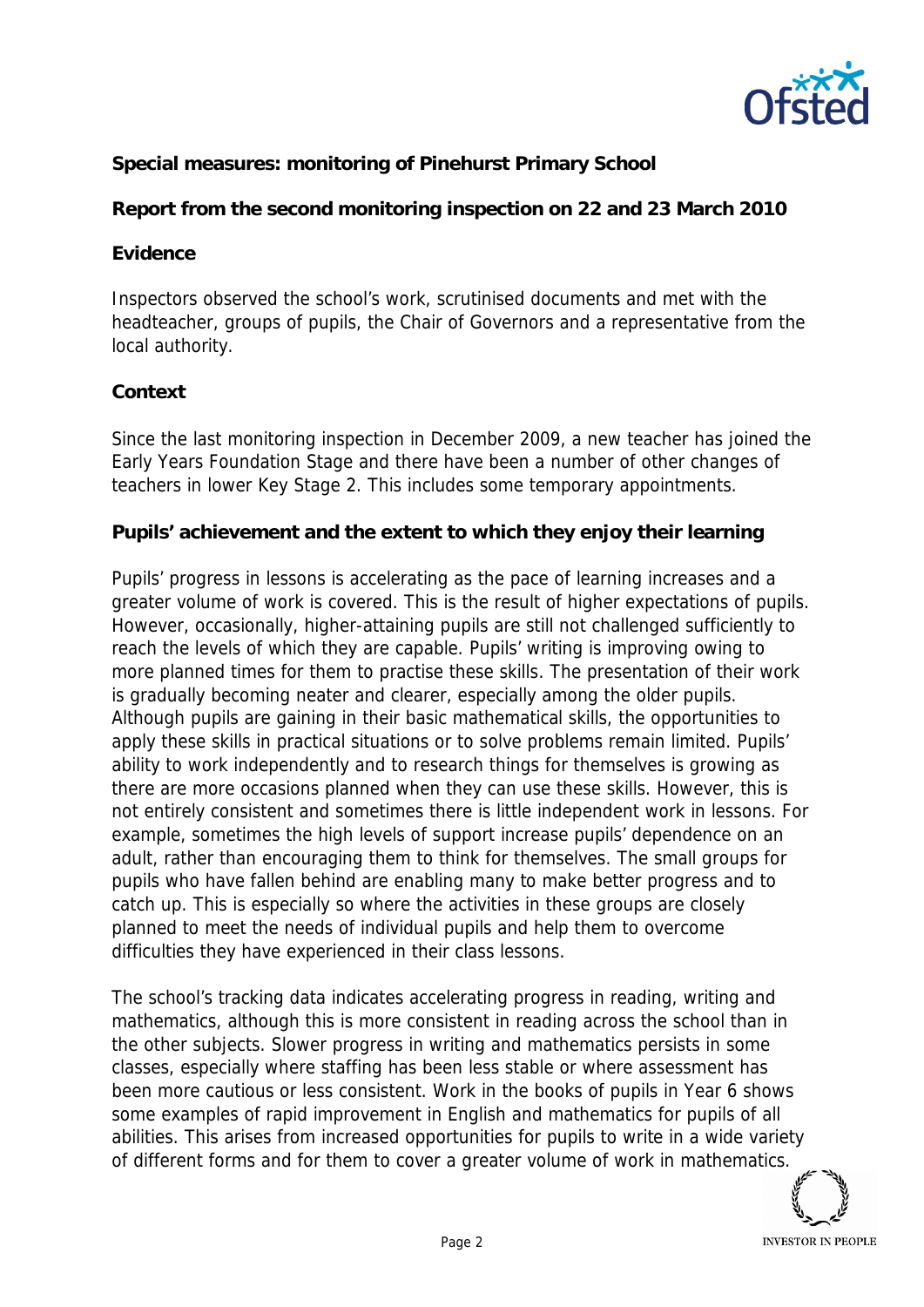**Special measures: monitoring of Pinehurst Primary School**

**Report from the second monitoring inspection on 22 and 23 March 2010**

**Evidence**

Inspectors observed the school's work, scrutinised documents and met with the headteacher, groups of pupils, the Chair of Governors and a representative from the local authority.

**Context**

Since the last monitoring inspection in December 2009, a new teacher has joined the Early Years Foundation Stage and there have been a number of other changes of teachers in lower Key Stage 2. This includes some temporary appointments.

**Pupils' achievement and the extent to which they enjoy their learning**

Pupils' progress in lessons is accelerating as the pace of learning increases and a greater volume of work is covered. This is the result of higher expectations of pupils. However, occasionally, higher-attaining pupils are still not challenged sufficiently to reach the levels of which they are capable. Pupils' writing is improving owing to more planned times for them to practise these skills. The presentation of their work is gradually becoming neater and clearer, especially among the older pupils. Although pupils are gaining in their basic mathematical skills, the opportunities to apply these skills in practical situations or to solve problems remain limited. Pupils' ability to work independently and to research things for themselves is growing as there are more occasions planned when they can use these skills. However, this is not entirely consistent and sometimes there is little independent work in lessons. For example, sometimes the high levels of support increase pupils' dependence on an adult, rather than encouraging them to think for themselves. The small groups for pupils who have fallen behind are enabling many to make better progress and to catch up. This is especially so where the activities in these groups are closely planned to meet the needs of individual pupils and help them to overcome difficulties they have experienced in their class lessons.

The school's tracking data indicates accelerating progress in reading, writing and mathematics, although this is more consistent in reading across the school than in the other subjects. Slower progress in writing and mathematics persists in some classes, especially where staffing has been less stable or where assessment has been more cautious or less consistent. Work in the books of pupils in Year 6 shows some examples of rapid improvement in English and mathematics for pupils of all abilities. This arises from increased opportunities for pupils to write in a wide variety of different forms and for them to cover a greater volume of work in mathematics.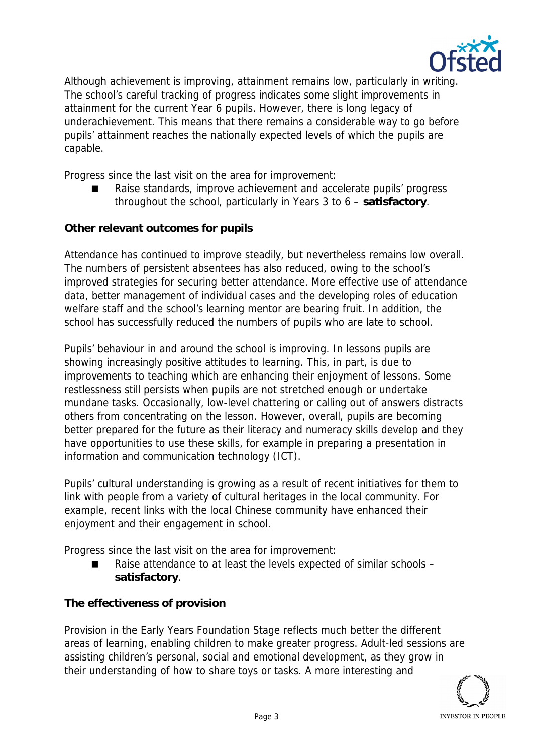Although achievement is improving, attainment remains low, particularly in writing. The school's careful tracking of progress indicates some slight improvements in attainment for the current Year 6 pupils. However, there is long legacy of underachievement. This means that there remains a considerable way to go before pupils' attainment reaches the nationally expected levels of which the pupils are capable.

Progress since the last visit on the area for improvement:

- Raise standards, improve achievement and accelerate pupils' progress throughout the school, particularly in Years 3 to 6 – **satisfactory**.

**Other relevant outcomes for pupils**

Attendance has continued to improve steadily, but nevertheless remains low overall. The numbers of persistent absentees has also reduced, owing to the school's improved strategies for securing better attendance. More effective use of attendance data, better management of individual cases and the developing roles of education welfare staff and the school's learning mentor are bearing fruit. In addition, the school has successfully reduced the numbers of pupils who are late to school.

Pupils' behaviour in and around the school is improving. In lessons pupils are showing increasingly positive attitudes to learning. This, in part, is due to improvements to teaching which are enhancing their enjoyment of lessons. Some restlessness still persists when pupils are not stretched enough or undertake mundane tasks. Occasionally, low-level chattering or calling out of answers distracts others from concentrating on the lesson. However, overall, pupils are becoming better prepared for the future as their literacy and numeracy skills develop and they have opportunities to use these skills, for example in preparing a presentation in information and communication technology (ICT).

Pupils' cultural understanding is growing as a result of recent initiatives for them to link with people from a variety of cultural heritages in the local community. For example, recent links with the local Chinese community have enhanced their enjoyment and their engagement in school.

Progress since the last visit on the area for improvement:

- Raise attendance to at least the levels expected of similar schools – **satisfactory**.

**The effectiveness of provision**

Provision in the Early Years Foundation Stage reflects much better the different areas of learning, enabling children to make greater progress. Adult-led sessions are assisting children's personal, social and emotional development, as they grow in their understanding of how to share toys or tasks. A more interesting and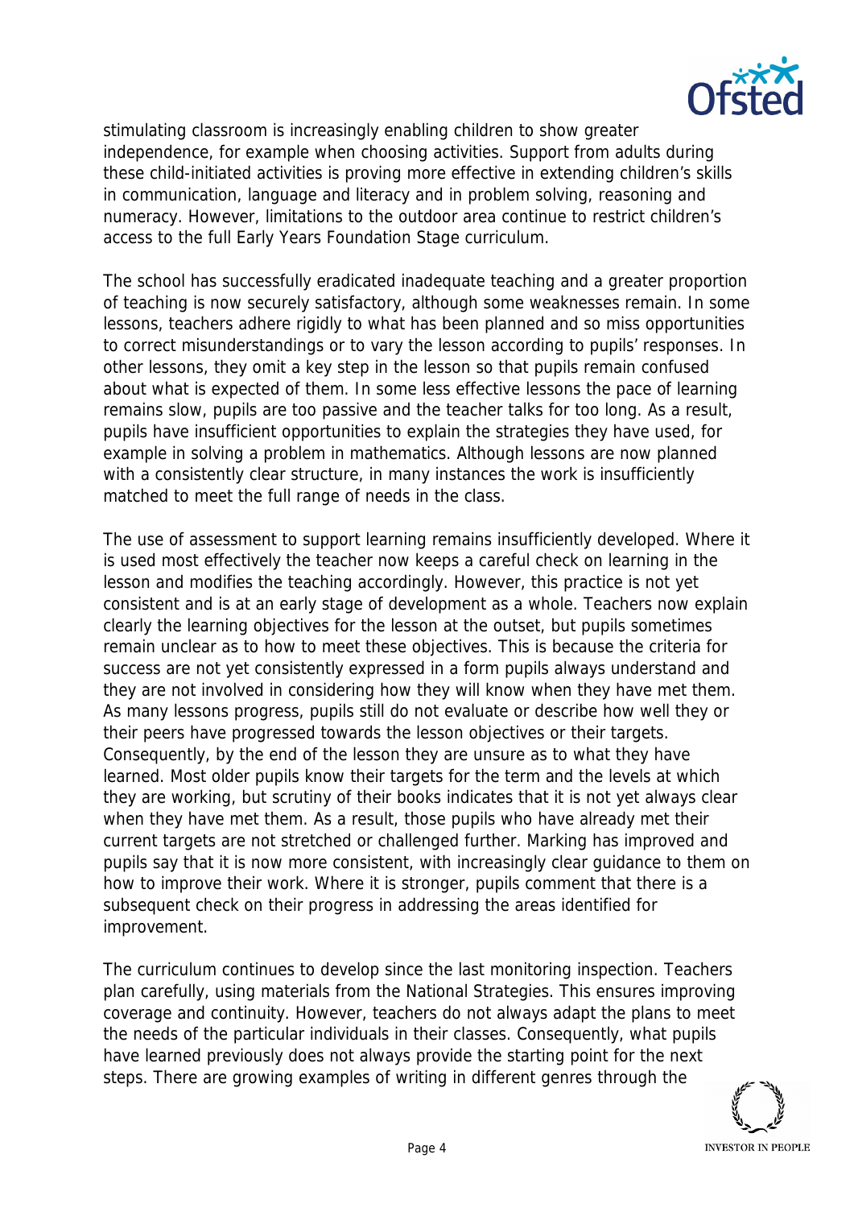stimulating classroom is increasingly enabling children to show greater independence, for example when choosing activities. Support from adults during these child-initiated activities is proving more effective in extending children's skills in communication, language and literacy and in problem solving, reasoning and numeracy. However, limitations to the outdoor area continue to restrict children's access to the full Early Years Foundation Stage curriculum.

The school has successfully eradicated inadequate teaching and a greater proportion of teaching is now securely satisfactory, although some weaknesses remain. In some lessons, teachers adhere rigidly to what has been planned and so miss opportunities to correct misunderstandings or to vary the lesson according to pupils' responses. In other lessons, they omit a key step in the lesson so that pupils remain confused about what is expected of them. In some less effective lessons the pace of learning remains slow, pupils are too passive and the teacher talks for too long. As a result, pupils have insufficient opportunities to explain the strategies they have used, for example in solving a problem in mathematics. Although lessons are now planned with a consistently clear structure, in many instances the work is insufficiently matched to meet the full range of needs in the class.

The use of assessment to support learning remains insufficiently developed. Where it is used most effectively the teacher now keeps a careful check on learning in the lesson and modifies the teaching accordingly. However, this practice is not yet consistent and is at an early stage of development as a whole. Teachers now explain clearly the learning objectives for the lesson at the outset, but pupils sometimes remain unclear as to how to meet these objectives. This is because the criteria for success are not yet consistently expressed in a form pupils always understand and they are not involved in considering how they will know when they have met them. As many lessons progress, pupils still do not evaluate or describe how well they or their peers have progressed towards the lesson objectives or their targets. Consequently, by the end of the lesson they are unsure as to what they have learned. Most older pupils know their targets for the term and the levels at which they are working, but scrutiny of their books indicates that it is not yet always clear when they have met them. As a result, those pupils who have already met their current targets are not stretched or challenged further. Marking has improved and pupils say that it is now more consistent, with increasingly clear guidance to them on how to improve their work. Where it is stronger, pupils comment that there is a subsequent check on their progress in addressing the areas identified for improvement.

The curriculum continues to develop since the last monitoring inspection. Teachers plan carefully, using materials from the National Strategies. This ensures improving coverage and continuity. However, teachers do not always adapt the plans to meet the needs of the particular individuals in their classes. Consequently, what pupils have learned previously does not always provide the starting point for the next steps. There are growing examples of writing in different genres through the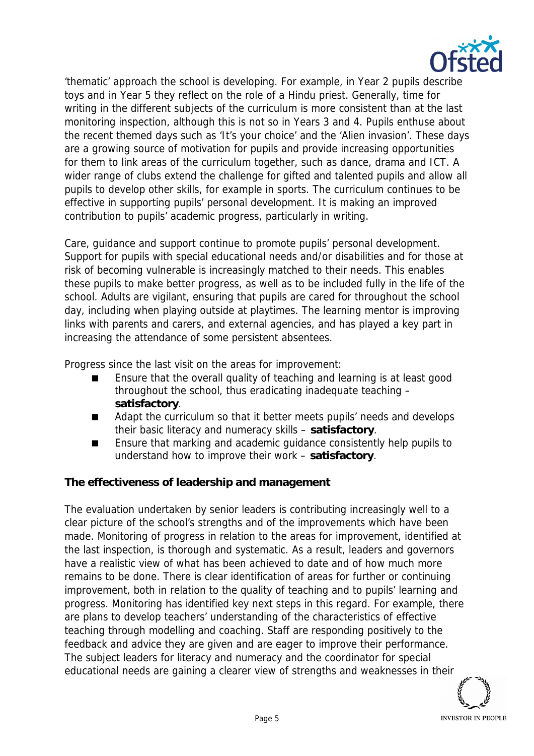'thematic' approach the school is developing. For example, in Year 2 pupils describe toys and in Year 5 they reflect on the role of a Hindu priest. Generally, time for writing in the different subjects of the curriculum is more consistent than at the last monitoring inspection, although this is not so in Years 3 and 4. Pupils enthuse about the recent themed days such as 'It's your choice' and the 'Alien invasion'. These days are a growing source of motivation for pupils and provide increasing opportunities for them to link areas of the curriculum together, such as dance, drama and ICT. A wider range of clubs extend the challenge for gifted and talented pupils and allow all pupils to develop other skills, for example in sports. The curriculum continues to be effective in supporting pupils' personal development. It is making an improved contribution to pupils' academic progress, particularly in writing.

Care, guidance and support continue to promote pupils' personal development. Support for pupils with special educational needs and/or disabilities and for those at risk of becoming vulnerable is increasingly matched to their needs. This enables these pupils to make better progress, as well as to be included fully in the life of the school. Adults are vigilant, ensuring that pupils are cared for throughout the school day, including when playing outside at playtimes. The learning mentor is improving links with parents and carers, and external agencies, and has played a key part in increasing the attendance of some persistent absentees.

Progress since the last visit on the areas for improvement:

- Ensure that the overall quality of teaching and learning is at least good throughout the school, thus eradicating inadequate teaching – **satisfactory**.
- Adapt the curriculum so that it better meets pupils' needs and develops their basic literacy and numeracy skills – **satisfactory**.
- Ensure that marking and academic guidance consistently help pupils to understand how to improve their work – **satisfactory**.

**The effectiveness of leadership and management**

The evaluation undertaken by senior leaders is contributing increasingly well to a clear picture of the school's strengths and of the improvements which have been made. Monitoring of progress in relation to the areas for improvement, identified at the last inspection, is thorough and systematic. As a result, leaders and governors have a realistic view of what has been achieved to date and of how much more remains to be done. There is clear identification of areas for further or continuing improvement, both in relation to the quality of teaching and to pupils' learning and progress. Monitoring has identified key next steps in this regard. For example, there are plans to develop teachers' understanding of the characteristics of effective teaching through modelling and coaching. Staff are responding positively to the feedback and advice they are given and are eager to improve their performance. The subject leaders for literacy and numeracy and the coordinator for special educational needs are gaining a clearer view of strengths and weaknesses in their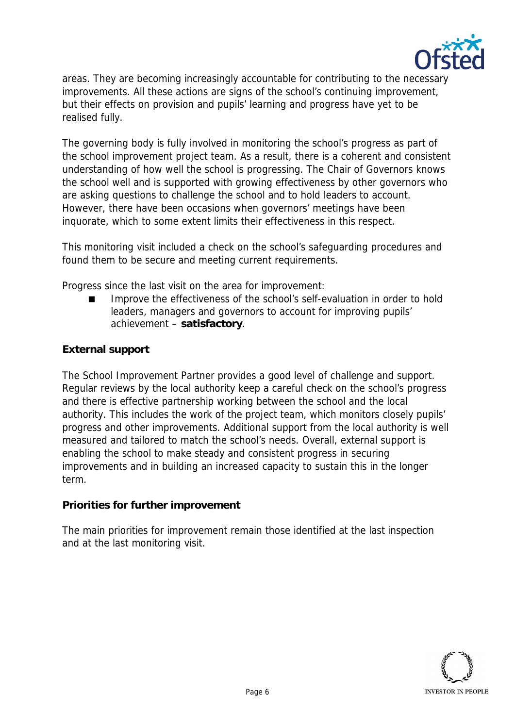areas. They are becoming increasingly accountable for contributing to the necessary improvements. All these actions are signs of the school's continuing improvement, but their effects on provision and pupils' learning and progress have yet to be realised fully.

The governing body is fully involved in monitoring the school's progress as part of the school improvement project team. As a result, there is a coherent and consistent understanding of how well the school is progressing. The Chair of Governors knows the school well and is supported with growing effectiveness by other governors who are asking questions to challenge the school and to hold leaders to account. However, there have been occasions when governors' meetings have been inquorate, which to some extent limits their effectiveness in this respect.

This monitoring visit included a check on the school's safeguarding procedures and found them to be secure and meeting current requirements.

Progress since the last visit on the area for improvement:

- Improve the effectiveness of the school's self-evaluation in order to hold leaders, managers and governors to account for improving pupils' achievement – **satisfactory**.

**External support**

The School Improvement Partner provides a good level of challenge and support. Regular reviews by the local authority keep a careful check on the school's progress and there is effective partnership working between the school and the local authority. This includes the work of the project team, which monitors closely pupils' progress and other improvements. Additional support from the local authority is well measured and tailored to match the school's needs. Overall, external support is enabling the school to make steady and consistent progress in securing improvements and in building an increased capacity to sustain this in the longer term.

**Priorities for further improvement**

The main priorities for improvement remain those identified at the last inspection and at the last monitoring visit.